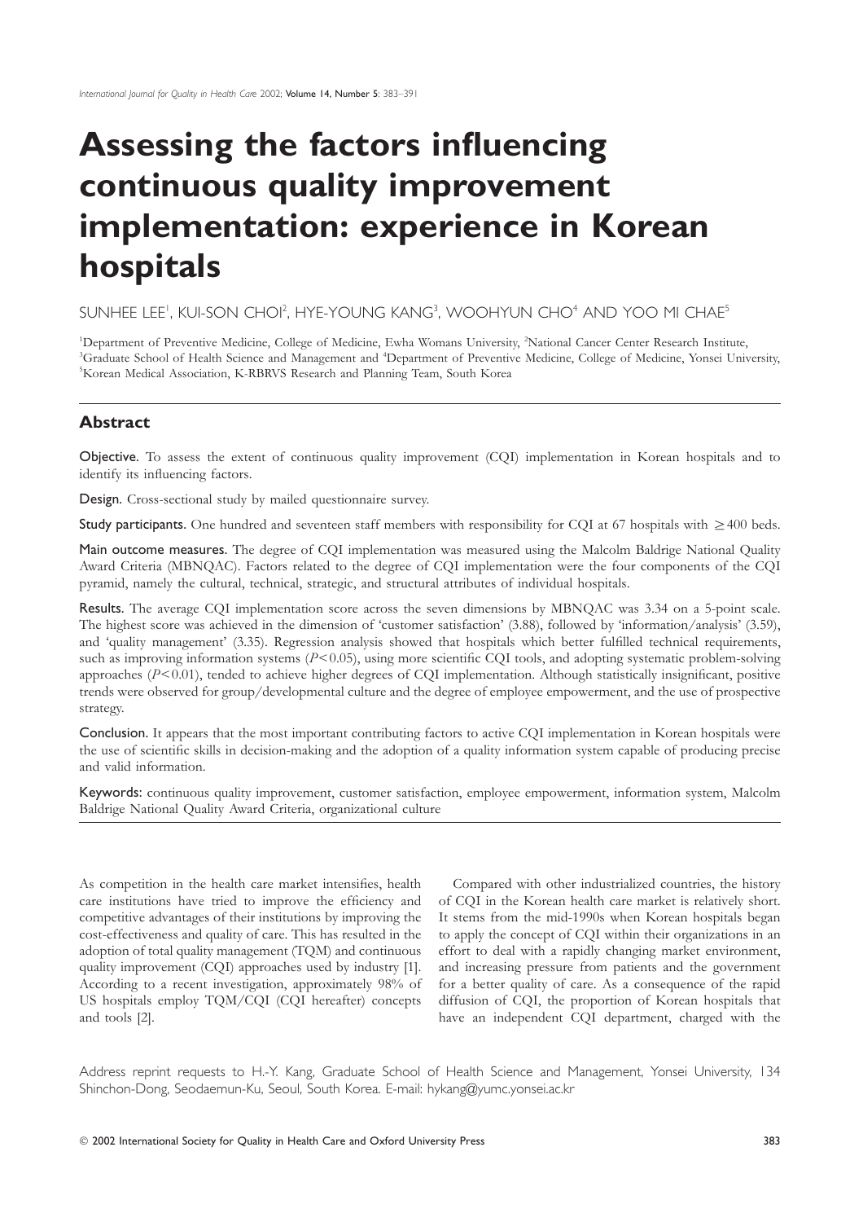# Assessing the factors influencing continuous quality improvement implementation: experience in Korean hospitals

SUNHEE LEE[1], KUI-SON CHOI[2], HYE-YOUNG KANG[3], WOOHYUN CHO[4] AND YOO MI CHAE[5]

[1]Department of Preventive Medicine, College of Medicine, Ewha Womans University, [2]National Cancer Center Research Institute, [3]Graduate School of Health Science and Management and [4]Department of Preventive Medicine, College of Medicine, Yonsei University, [5]Korean Medical Association, K-RBRVS Research and Planning Team, South Korea

## Abstract

**Objective.** To assess the extent of continuous quality improvement (CQI) implementation in Korean hospitals and to identify its influencing factors.

**Design.** Cross-sectional study by mailed questionnaire survey.

**Study participants.** One hundred and seventeen staff members with responsibility for CQI at 67 hospitals with ≥400 beds.

**Main outcome measures.** The degree of CQI implementation was measured using the Malcolm Baldrige National Quality Award Criteria (MBNQAC). Factors related to the degree of CQI implementation were the four components of the CQI pyramid, namely the cultural, technical, strategic, and structural attributes of individual hospitals.

**Results.** The average CQI implementation score across the seven dimensions by MBNQAC was 3.34 on a 5-point scale. The highest score was achieved in the dimension of 'customer satisfaction' (3.88), followed by 'information/analysis' (3.59), and 'quality management' (3.35). Regression analysis showed that hospitals which better fulfilled technical requirements, such as improving information systems ($P<0.05$), using more scientific CQI tools, and adopting systematic problem-solving approaches ($P<0.01$), tended to achieve higher degrees of CQI implementation. Although statistically insignificant, positive trends were observed for group/developmental culture and the degree of employee empowerment, and the use of prospective strategy.

**Conclusion.** It appears that the most important contributing factors to active CQI implementation in Korean hospitals were the use of scientific skills in decision-making and the adoption of a quality information system capable of producing precise and valid information.

**Keywords:** continuous quality improvement, customer satisfaction, employee empowerment, information system, Malcolm Baldrige National Quality Award Criteria, organizational culture

As competition in the health care market intensifies, health care institutions have tried to improve the efficiency and competitive advantages of their institutions by improving the cost-effectiveness and quality of care. This has resulted in the adoption of total quality management (TQM) and continuous quality improvement (CQI) approaches used by industry [1]. According to a recent investigation, approximately 98% of US hospitals employ TQM/CQI (CQI hereafter) concepts and tools [2].

Compared with other industrialized countries, the history of CQI in the Korean health care market is relatively short. It stems from the mid-1990s when Korean hospitals began to apply the concept of CQI within their organizations in an effort to deal with a rapidly changing market environment, and increasing pressure from patients and the government for a better quality of care. As a consequence of the rapid diffusion of CQI, the proportion of Korean hospitals that have an independent CQI department, charged with the

Address reprint requests to H.-Y. Kang, Graduate School of Health Science and Management, Yonsei University, 134 Shinchon-Dong, Seodaemun-Ku, Seoul, South Korea. E-mail: hykang@yumc.yonsei.ac.kr

© 2002 International Society for Quality in Health Care and Oxford University Press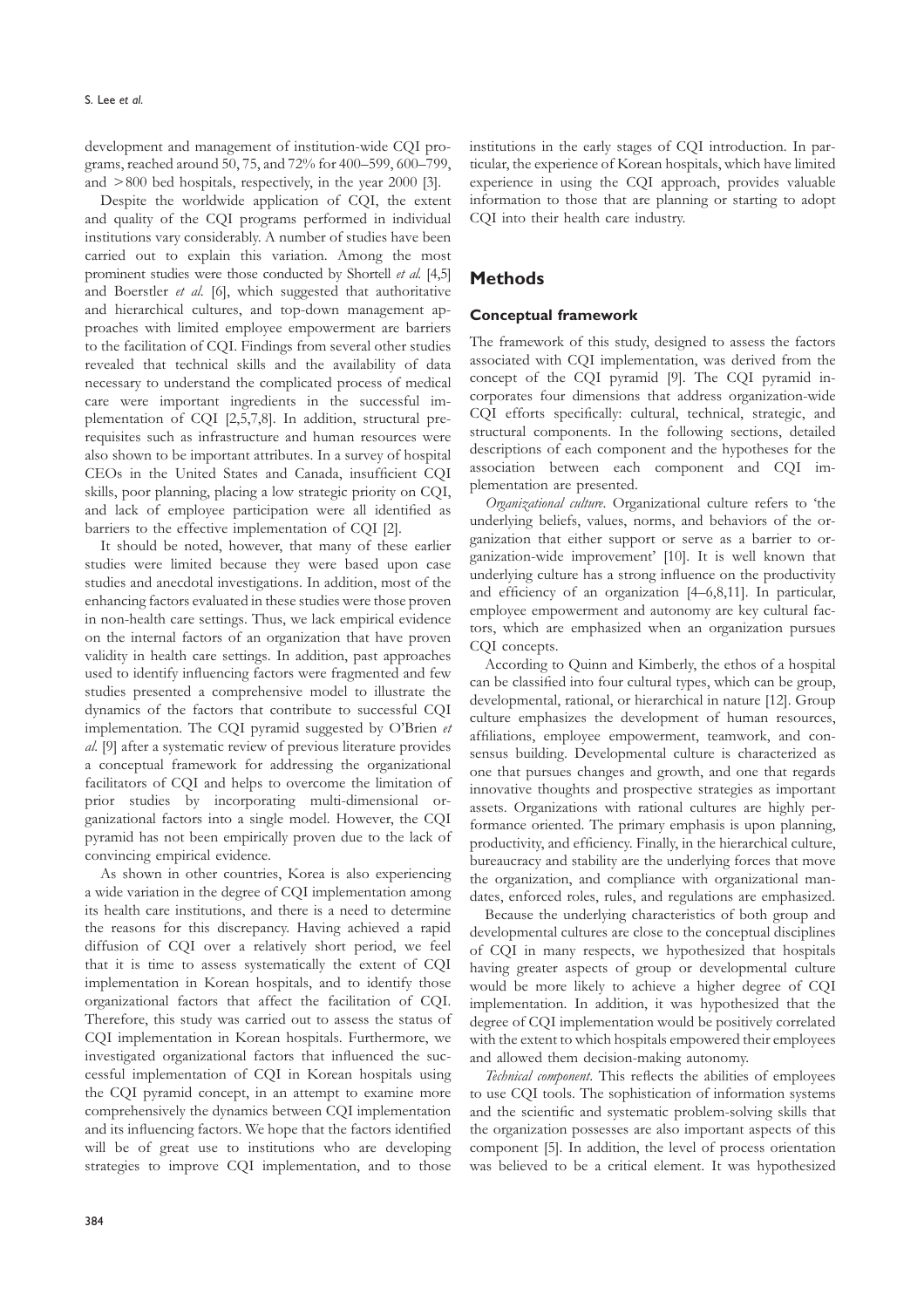development and management of institution-wide CQI programs, reached around 50, 75, and 72% for 400–599, 600–799, and >800 bed hospitals, respectively, in the year 2000 [3].

Despite the worldwide application of CQI, the extent and quality of the CQI programs performed in individual institutions vary considerably. A number of studies have been carried out to explain this variation. Among the most prominent studies were those conducted by Shortell *et al.* [4,5] and Boerstler *et al.* [6], which suggested that authoritative and hierarchical cultures, and top-down management approaches with limited employee empowerment are barriers to the facilitation of CQI. Findings from several other studies revealed that technical skills and the availability of data necessary to understand the complicated process of medical care were important ingredients in the successful implementation of CQI [2,5,7,8]. In addition, structural prerequisites such as infrastructure and human resources were also shown to be important attributes. In a survey of hospital CEOs in the United States and Canada, insufficient CQI skills, poor planning, placing a low strategic priority on CQI, and lack of employee participation were all identified as barriers to the effective implementation of CQI [2].

It should be noted, however, that many of these earlier studies were limited because they were based upon case studies and anecdotal investigations. In addition, most of the enhancing factors evaluated in these studies were those proven in non-health care settings. Thus, we lack empirical evidence on the internal factors of an organization that have proven validity in health care settings. In addition, past approaches used to identify influencing factors were fragmented and few studies presented a comprehensive model to illustrate the dynamics of the factors that contribute to successful CQI implementation. The CQI pyramid suggested by O'Brien *et al.* [9] after a systematic review of previous literature provides a conceptual framework for addressing the organizational facilitators of CQI and helps to overcome the limitation of prior studies by incorporating multi-dimensional organizational factors into a single model. However, the CQI pyramid has not been empirically proven due to the lack of convincing empirical evidence.

As shown in other countries, Korea is also experiencing a wide variation in the degree of CQI implementation among its health care institutions, and there is a need to determine the reasons for this discrepancy. Having achieved a rapid diffusion of CQI over a relatively short period, we feel that it is time to assess systematically the extent of CQI implementation in Korean hospitals, and to identify those organizational factors that affect the facilitation of CQI. Therefore, this study was carried out to assess the status of CQI implementation in Korean hospitals. Furthermore, we investigated organizational factors that influenced the successful implementation of CQI in Korean hospitals using the CQI pyramid concept, in an attempt to examine more comprehensively the dynamics between CQI implementation and its influencing factors. We hope that the factors identified will be of great use to institutions who are developing strategies to improve CQI implementation, and to those institutions in the early stages of CQI introduction. In particular, the experience of Korean hospitals, which have limited experience in using the CQI approach, provides valuable information to those that are planning or starting to adopt CQI into their health care industry.

## Methods

### Conceptual framework

The framework of this study, designed to assess the factors associated with CQI implementation, was derived from the concept of the CQI pyramid [9]. The CQI pyramid incorporates four dimensions that address organization-wide CQI efforts specifically: cultural, technical, strategic, and structural components. In the following sections, detailed descriptions of each component and the hypotheses for the association between each component and CQI implementation are presented.

*Organizational culture*. Organizational culture refers to 'the underlying beliefs, values, norms, and behaviors of the organization that either support or serve as a barrier to organization-wide improvement' [10]. It is well known that underlying culture has a strong influence on the productivity and efficiency of an organization [4–6,8,11]. In particular, employee empowerment and autonomy are key cultural factors, which are emphasized when an organization pursues CQI concepts.

According to Quinn and Kimberly, the ethos of a hospital can be classified into four cultural types, which can be group, developmental, rational, or hierarchical in nature [12]. Group culture emphasizes the development of human resources, affiliations, employee empowerment, teamwork, and consensus building. Developmental culture is characterized as one that pursues changes and growth, and one that regards innovative thoughts and prospective strategies as important assets. Organizations with rational cultures are highly performance oriented. The primary emphasis is upon planning, productivity, and efficiency. Finally, in the hierarchical culture, bureaucracy and stability are the underlying forces that move the organization, and compliance with organizational mandates, enforced roles, rules, and regulations are emphasized.

Because the underlying characteristics of both group and developmental cultures are close to the conceptual disciplines of CQI in many respects, we hypothesized that hospitals having greater aspects of group or developmental culture would be more likely to achieve a higher degree of CQI implementation. In addition, it was hypothesized that the degree of CQI implementation would be positively correlated with the extent to which hospitals empowered their employees and allowed them decision-making autonomy.

*Technical component*. This reflects the abilities of employees to use CQI tools. The sophistication of information systems and the scientific and systematic problem-solving skills that the organization possesses are also important aspects of this component [5]. In addition, the level of process orientation was believed to be a critical element. It was hypothesized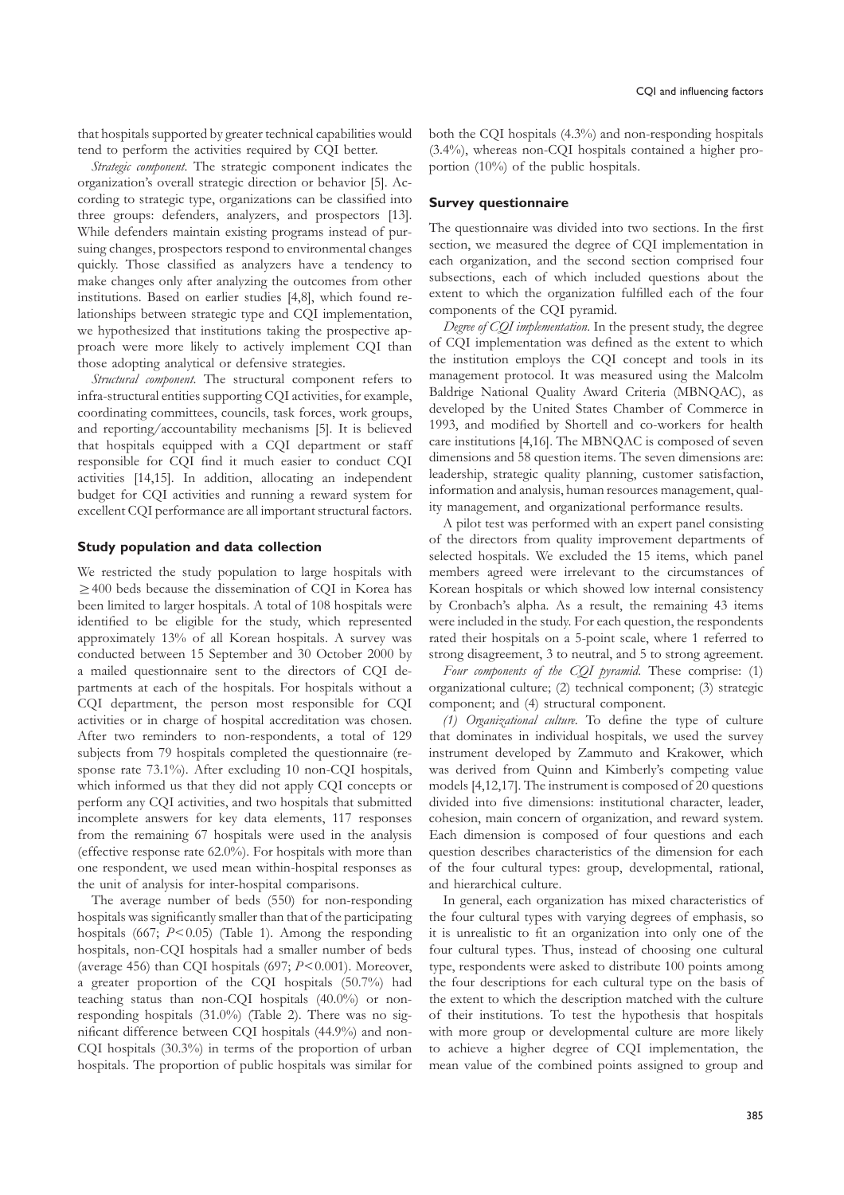that hospitals supported by greater technical capabilities would tend to perform the activities required by CQI better.

*Strategic component*. The strategic component indicates the organization's overall strategic direction or behavior [5]. According to strategic type, organizations can be classified into three groups: defenders, analyzers, and prospectors [13]. While defenders maintain existing programs instead of pursuing changes, prospectors respond to environmental changes quickly. Those classified as analyzers have a tendency to make changes only after analyzing the outcomes from other institutions. Based on earlier studies [4,8], which found relationships between strategic type and CQI implementation, we hypothesized that institutions taking the prospective approach were more likely to actively implement CQI than those adopting analytical or defensive strategies.

*Structural component*. The structural component refers to infra-structural entities supporting CQI activities, for example, coordinating committees, councils, task forces, work groups, and reporting/accountability mechanisms [5]. It is believed that hospitals equipped with a CQI department or staff responsible for CQI find it much easier to conduct CQI activities [14,15]. In addition, allocating an independent budget for CQI activities and running a reward system for excellent CQI performance are all important structural factors.

### Study population and data collection

We restricted the study population to large hospitals with $\geq 400$ beds because the dissemination of CQI in Korea has been limited to larger hospitals. A total of 108 hospitals were identified to be eligible for the study, which represented approximately 13% of all Korean hospitals. A survey was conducted between 15 September and 30 October 2000 by a mailed questionnaire sent to the directors of CQI departments at each of the hospitals. For hospitals without a CQI department, the person most responsible for CQI activities or in charge of hospital accreditation was chosen. After two reminders to non-respondents, a total of 129 subjects from 79 hospitals completed the questionnaire (response rate 73.1%). After excluding 10 non-CQI hospitals, which informed us that they did not apply CQI concepts or perform any CQI activities, and two hospitals that submitted incomplete answers for key data elements, 117 responses from the remaining 67 hospitals were used in the analysis (effective response rate 62.0%). For hospitals with more than one respondent, we used mean within-hospital responses as the unit of analysis for inter-hospital comparisons.

The average number of beds (550) for non-responding hospitals was significantly smaller than that of the participating hospitals (667; $P<0.05$) (Table 1). Among the responding hospitals, non-CQI hospitals had a smaller number of beds (average 456) than CQI hospitals (697; $P<0.001$). Moreover, a greater proportion of the CQI hospitals (50.7%) had teaching status than non-CQI hospitals (40.0%) or non-responding hospitals (31.0%) (Table 2). There was no significant difference between CQI hospitals (44.9%) and non-CQI hospitals (30.3%) in terms of the proportion of urban hospitals. The proportion of public hospitals was similar for both the CQI hospitals (4.3%) and non-responding hospitals (3.4%), whereas non-CQI hospitals contained a higher proportion (10%) of the public hospitals.

### Survey questionnaire

The questionnaire was divided into two sections. In the first section, we measured the degree of CQI implementation in each organization, and the second section comprised four subsections, each of which included questions about the extent to which the organization fulfilled each of the four components of the CQI pyramid.

*Degree of CQI implementation*. In the present study, the degree of CQI implementation was defined as the extent to which the institution employs the CQI concept and tools in its management protocol. It was measured using the Malcolm Baldrige National Quality Award Criteria (MBNQAC), as developed by the United States Chamber of Commerce in 1993, and modified by Shortell and co-workers for health care institutions [4,16]. The MBNQAC is composed of seven dimensions and 58 question items. The seven dimensions are: leadership, strategic quality planning, customer satisfaction, information and analysis, human resources management, quality management, and organizational performance results.

A pilot test was performed with an expert panel consisting of the directors from quality improvement departments of selected hospitals. We excluded the 15 items, which panel members agreed were irrelevant to the circumstances of Korean hospitals or which showed low internal consistency by Cronbach's alpha. As a result, the remaining 43 items were included in the study. For each question, the respondents rated their hospitals on a 5-point scale, where 1 referred to strong disagreement, 3 to neutral, and 5 to strong agreement.

*Four components of the CQI pyramid*. These comprise: (1) organizational culture; (2) technical component; (3) strategic component; and (4) structural component.

*(1) Organizational culture*. To define the type of culture that dominates in individual hospitals, we used the survey instrument developed by Zammuto and Krakower, which was derived from Quinn and Kimberly's competing value models [4,12,17]. The instrument is composed of 20 questions divided into five dimensions: institutional character, leader, cohesion, main concern of organization, and reward system. Each dimension is composed of four questions and each question describes characteristics of the dimension for each of the four cultural types: group, developmental, rational, and hierarchical culture.

In general, each organization has mixed characteristics of the four cultural types with varying degrees of emphasis, so it is unrealistic to fit an organization into only one of the four cultural types. Thus, instead of choosing one cultural type, respondents were asked to distribute 100 points among the four descriptions for each cultural type on the basis of the extent to which the description matched with the culture of their institutions. To test the hypothesis that hospitals with more group or developmental culture are more likely to achieve a higher degree of CQI implementation, the mean value of the combined points assigned to group and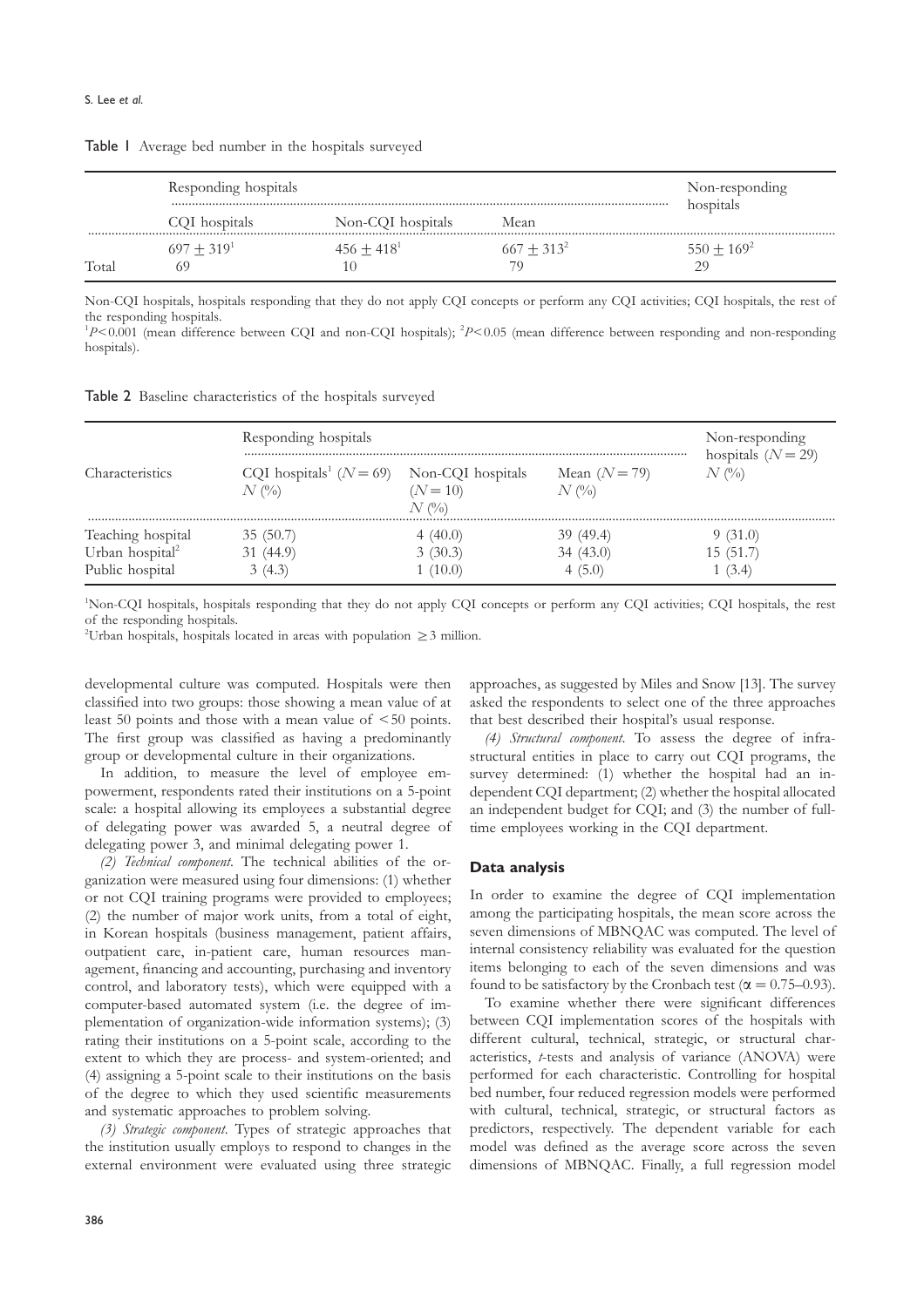Table 1 Average bed number in the hospitals surveyed

| | Responding hospitals | | | Non-responding hospitals |
|---|---|---|---|---|
| | CQI hospitals | Non-CQI hospitals | Mean | |
| | $697 \pm 319$[1] | $456 \pm 418$[1] | $667 \pm 313$[2] | $550 \pm 169$[2] |
| Total | 69 | 10 | 79 | 29 |

Non-CQI hospitals, hospitals responding that they do not apply CQI concepts or perform any CQI activities; CQI hospitals, the rest of the responding hospitals.
[1] $P<0.001$ (mean difference between CQI and non-CQI hospitals); [2] $P<0.05$ (mean difference between responding and non-responding hospitals).

Table 2 Baseline characteristics of the hospitals surveyed

| Characteristics | Responding hospitals | | | Non-responding hospitals ($N = 29$) $N$ (%) |
|---|---|---|---|---|
| | CQI hospitals[1] ($N = 69$) $N$ (%) | Non-CQI hospitals ($N = 10$) $N$ (%) | Mean ($N = 79$) $N$ (%) | |
| Teaching hospital | 35 (50.7) | 4 (40.0) | 39 (49.4) | 9 (31.0) |
| Urban hospital[2] | 31 (44.9) | 3 (30.3) | 34 (43.0) | 15 (51.7) |
| Public hospital | 3 (4.3) | 1 (10.0) | 4 (5.0) | 1 (3.4) |

[1] Non-CQI hospitals, hospitals responding that they do not apply CQI concepts or perform any CQI activities; CQI hospitals, the rest of the responding hospitals.
[2] Urban hospitals, hospitals located in areas with population $\geq 3$ million.

developmental culture was computed. Hospitals were then classified into two groups: those showing a mean value of at least 50 points and those with a mean value of <50 points. The first group was classified as having a predominantly group or developmental culture in their organizations.

In addition, to measure the level of employee empowerment, respondents rated their institutions on a 5-point scale: a hospital allowing its employees a substantial degree of delegating power was awarded 5, a neutral degree of delegating power 3, and minimal delegating power 1.

*(2) Technical component*. The technical abilities of the organization were measured using four dimensions: (1) whether or not CQI training programs were provided to employees; (2) the number of major work units, from a total of eight, in Korean hospitals (business management, patient affairs, outpatient care, in-patient care, human resources management, financing and accounting, purchasing and inventory control, and laboratory tests), which were equipped with a computer-based automated system (i.e. the degree of implementation of organization-wide information systems); (3) rating their institutions on a 5-point scale, according to the extent to which they are process- and system-oriented; and (4) assigning a 5-point scale to their institutions on the basis of the degree to which they used scientific measurements and systematic approaches to problem solving.

*(3) Strategic component*. Types of strategic approaches that the institution usually employs to respond to changes in the external environment were evaluated using three strategic approaches, as suggested by Miles and Snow [13]. The survey asked the respondents to select one of the three approaches that best described their hospital's usual response.

*(4) Structural component*. To assess the degree of infrastructural entities in place to carry out CQI programs, the survey determined: (1) whether the hospital had an independent CQI department; (2) whether the hospital allocated an independent budget for CQI; and (3) the number of full-time employees working in the CQI department.

## Data analysis

In order to examine the degree of CQI implementation among the participating hospitals, the mean score across the seven dimensions of MBNQAC was computed. The level of internal consistency reliability was evaluated for the question items belonging to each of the seven dimensions and was found to be satisfactory by the Cronbach test ($\alpha = 0.75$–$0.93$).

To examine whether there were significant differences between CQI implementation scores of the hospitals with different cultural, technical, strategic, or structural characteristics, *t*-tests and analysis of variance (ANOVA) were performed for each characteristic. Controlling for hospital bed number, four reduced regression models were performed with cultural, technical, strategic, or structural factors as predictors, respectively. The dependent variable for each model was defined as the average score across the seven dimensions of MBNQAC. Finally, a full regression model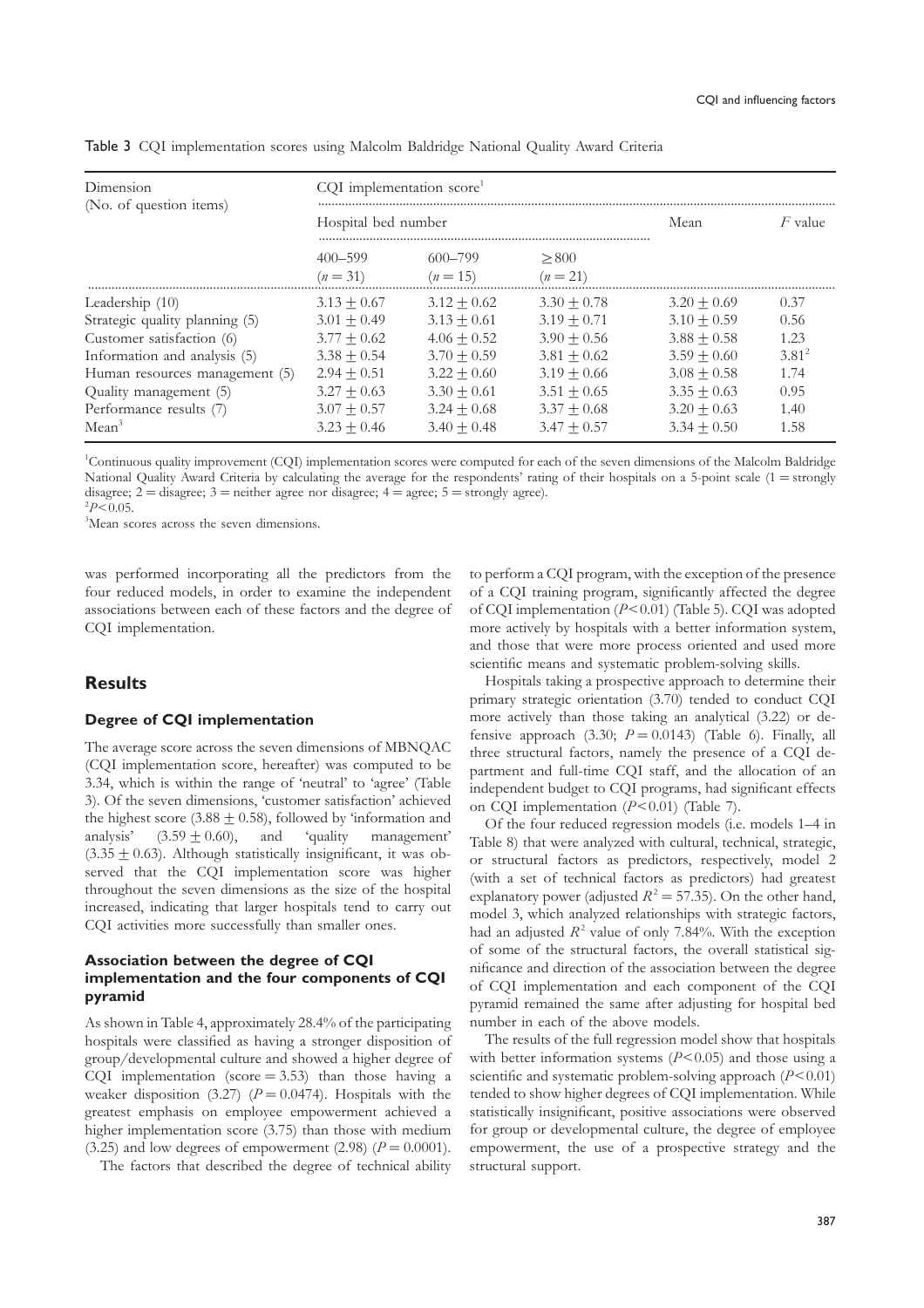Table 3 CQI implementation scores using Malcolm Baldridge National Quality Award Criteria

| Dimension (No. of question items) | CQI implementation score[1] | | | | |
|---|---|---|---|---|---|
| | Hospital bed number | | | Mean | $F$ value |
| | 400–599 ($n = 31$) | 600–799 ($n = 15$) | $\geq 800$ ($n = 21$) | | |
| Leadership (10) | $3.13 \pm 0.67$ | $3.12 \pm 0.62$ | $3.30 \pm 0.78$ | $3.20 \pm 0.69$ | 0.37 |
| Strategic quality planning (5) | $3.01 \pm 0.49$ | $3.13 \pm 0.61$ | $3.19 \pm 0.71$ | $3.10 \pm 0.59$ | 0.56 |
| Customer satisfaction (6) | $3.77 \pm 0.62$ | $4.06 \pm 0.52$ | $3.90 \pm 0.56$ | $3.88 \pm 0.58$ | 1.23 |
| Information and analysis (5) | $3.38 \pm 0.54$ | $3.70 \pm 0.59$ | $3.81 \pm 0.62$ | $3.59 \pm 0.60$ | 3.81[2] |
| Human resources management (5) | $2.94 \pm 0.51$ | $3.22 \pm 0.60$ | $3.19 \pm 0.66$ | $3.08 \pm 0.58$ | 1.74 |
| Quality management (5) | $3.27 \pm 0.63$ | $3.30 \pm 0.61$ | $3.51 \pm 0.65$ | $3.35 \pm 0.63$ | 0.95 |
| Performance results (7) | $3.07 \pm 0.57$ | $3.24 \pm 0.68$ | $3.37 \pm 0.68$ | $3.20 \pm 0.63$ | 1.40 |
| Mean[3] | $3.23 \pm 0.46$ | $3.40 \pm 0.48$ | $3.47 \pm 0.57$ | $3.34 \pm 0.50$ | 1.58 |

[1]Continuous quality improvement (CQI) implementation scores were computed for each of the seven dimensions of the Malcolm Baldridge National Quality Award Criteria by calculating the average for the respondents' rating of their hospitals on a 5-point scale (1 = strongly disagree; 2 = disagree; 3 = neither agree nor disagree; 4 = agree; 5 = strongly agree).
[2]$P < 0.05$.
[3]Mean scores across the seven dimensions.

was performed incorporating all the predictors from the four reduced models, in order to examine the independent associations between each of these factors and the degree of CQI implementation.

## Results

### Degree of CQI implementation

The average score across the seven dimensions of MBNQAC (CQI implementation score, hereafter) was computed to be 3.34, which is within the range of 'neutral' to 'agree' (Table 3). Of the seven dimensions, 'customer satisfaction' achieved the highest score ($3.88 \pm 0.58$), followed by 'information and analysis' ($3.59 \pm 0.60$), and 'quality management' ($3.35 \pm 0.63$). Although statistically insignificant, it was observed that the CQI implementation score was higher throughout the seven dimensions as the size of the hospital increased, indicating that larger hospitals tend to carry out CQI activities more successfully than smaller ones.

### Association between the degree of CQI implementation and the four components of CQI pyramid

As shown in Table 4, approximately 28.4% of the participating hospitals were classified as having a stronger disposition of group/developmental culture and showed a higher degree of CQI implementation (score = 3.53) than those having a weaker disposition (3.27) ($P = 0.0474$). Hospitals with the greatest emphasis on employee empowerment achieved a higher implementation score (3.75) than those with medium (3.25) and low degrees of empowerment (2.98) ($P = 0.0001$).

The factors that described the degree of technical ability to perform a CQI program, with the exception of the presence of a CQI training program, significantly affected the degree of CQI implementation ($P < 0.01$) (Table 5). CQI was adopted more actively by hospitals with a better information system, and those that were more process oriented and used more scientific means and systematic problem-solving skills.

Hospitals taking a prospective approach to determine their primary strategic orientation (3.70) tended to conduct CQI more actively than those taking an analytical (3.22) or defensive approach (3.30; $P = 0.0143$) (Table 6). Finally, all three structural factors, namely the presence of a CQI department and full-time CQI staff, and the allocation of an independent budget to CQI programs, had significant effects on CQI implementation ($P < 0.01$) (Table 7).

Of the four reduced regression models (i.e. models 1–4 in Table 8) that were analyzed with cultural, technical, strategic, or structural factors as predictors, respectively, model 2 (with a set of technical factors as predictors) had greatest explanatory power (adjusted $R^2 = 57.35$). On the other hand, model 3, which analyzed relationships with strategic factors, had an adjusted $R^2$ value of only 7.84%. With the exception of some of the structural factors, the overall statistical significance and direction of the association between the degree of CQI implementation and each component of the CQI pyramid remained the same after adjusting for hospital bed number in each of the above models.

The results of the full regression model show that hospitals with better information systems ($P < 0.05$) and those using a scientific and systematic problem-solving approach ($P < 0.01$) tended to show higher degrees of CQI implementation. While statistically insignificant, positive associations were observed for group or developmental culture, the degree of employee empowerment, the use of a prospective strategy and the structural support.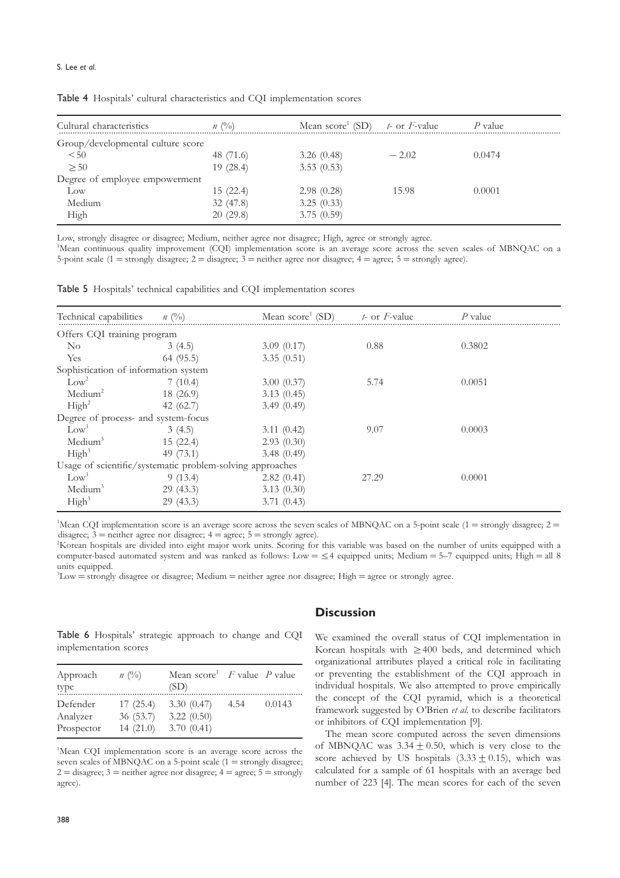**Table 4** Hospitals' cultural characteristics and CQI implementation scores

| Cultural characteristics | *n* (%) | Mean score[1] (SD) | *t*- or *F*-value | *P* value |
|---|---|---|---|---|
| Group/developmental culture score | | | | |
| <50 | 48 (71.6) | 3.26 (0.48) | −2.02 | 0.0474 |
| ≥50 | 19 (28.4) | 3.53 (0.53) | | |
| Degree of employee empowerment | | | | |
| Low | 15 (22.4) | 2.98 (0.28) | 15.98 | 0.0001 |
| Medium | 32 (47.8) | 3.25 (0.33) | | |
| High | 20 (29.8) | 3.75 (0.59) | | |

Low, strongly disagree or disagree; Medium, neither agree nor disagree; High, agree or strongly agree.
[1]Mean continuous quality improvement (CQI) implementation score is an average score across the seven scales of MBNQAC on a 5-point scale (1 = strongly disagree; 2 = disagree; 3 = neither agree nor disagree; 4 = agree; 5 = strongly agree).

**Table 5** Hospitals' technical capabilities and CQI implementation scores

| Technical capabilities | *n* (%) | Mean score[1] (SD) | *t*- or *F*-value | *P* value |
|---|---|---|---|---|
| Offers CQI training program | | | | |
| No | 3 (4.5) | 3.09 (0.17) | 0.88 | 0.3802 |
| Yes | 64 (95.5) | 3.35 (0.51) | | |
| Sophistication of information system | | | | |
| Low[2] | 7 (10.4) | 3.00 (0.37) | 5.74 | 0.0051 |
| Medium[2] | 18 (26.9) | 3.13 (0.45) | | |
| High[2] | 42 (62.7) | 3.49 (0.49) | | |
| Degree of process- and system-focus | | | | |
| Low[3] | 3 (4.5) | 3.11 (0.42) | 9.07 | 0.0003 |
| Medium[3] | 15 (22.4) | 2.93 (0.30) | | |
| High[3] | 49 (73.1) | 3.48 (0.49) | | |
| Usage of scientific/systematic problem-solving approaches | | | | |
| Low[3] | 9 (13.4) | 2.82 (0.41) | 27.29 | 0.0001 |
| Medium[3] | 29 (43.3) | 3.13 (0.30) | | |
| High[3] | 29 (43.3) | 3.71 (0.43) | | |

[1]Mean CQI implementation score is an average score across the seven scales of MBNQAC on a 5-point scale (1 = strongly disagree; 2 = disagree; 3 = neither agree nor disagree; 4 = agree; 5 = strongly agree).
[2]Korean hospitals are divided into eight major work units. Scoring for this variable was based on the number of units equipped with a computer-based automated system and was ranked as follows: Low = ≤4 equipped units; Medium = 5–7 equipped units; High = all 8 units equipped.
[3]Low = strongly disagree or disagree; Medium = neither agree nor disagree; High = agree or strongly agree.

**Table 6** Hospitals' strategic approach to change and CQI implementation scores

| Approach type | *n* (%) | Mean score[1] (SD) | *F* value | *P* value |
|---|---|---|---|---|
| Defender | 17 (25.4) | 3.30 (0.47) | 4.54 | 0.0143 |
| Analyzer | 36 (53.7) | 3.22 (0.50) | | |
| Prospector | 14 (21.0) | 3.70 (0.41) | | |

[1]Mean CQI implementation score is an average score across the seven scales of MBNQAC on a 5-point scale (1 = strongly disagree; 2 = disagree; 3 = neither agree nor disagree; 4 = agree; 5 = strongly agree).

## Discussion

We examined the overall status of CQI implementation in Korean hospitals with ≥400 beds, and determined which organizational attributes played a critical role in facilitating or preventing the establishment of the CQI approach in individual hospitals. We also attempted to prove empirically the concept of the CQI pyramid, which is a theoretical framework suggested by O'Brien *et al.* to describe facilitators or inhibitors of CQI implementation [9].

The mean score computed across the seven dimensions of MBNQAC was $3.34 \pm 0.50$, which is very close to the score achieved by US hospitals ($3.33 \pm 0.15$), which was calculated for a sample of 61 hospitals with an average bed number of 223 [4]. The mean scores for each of the seven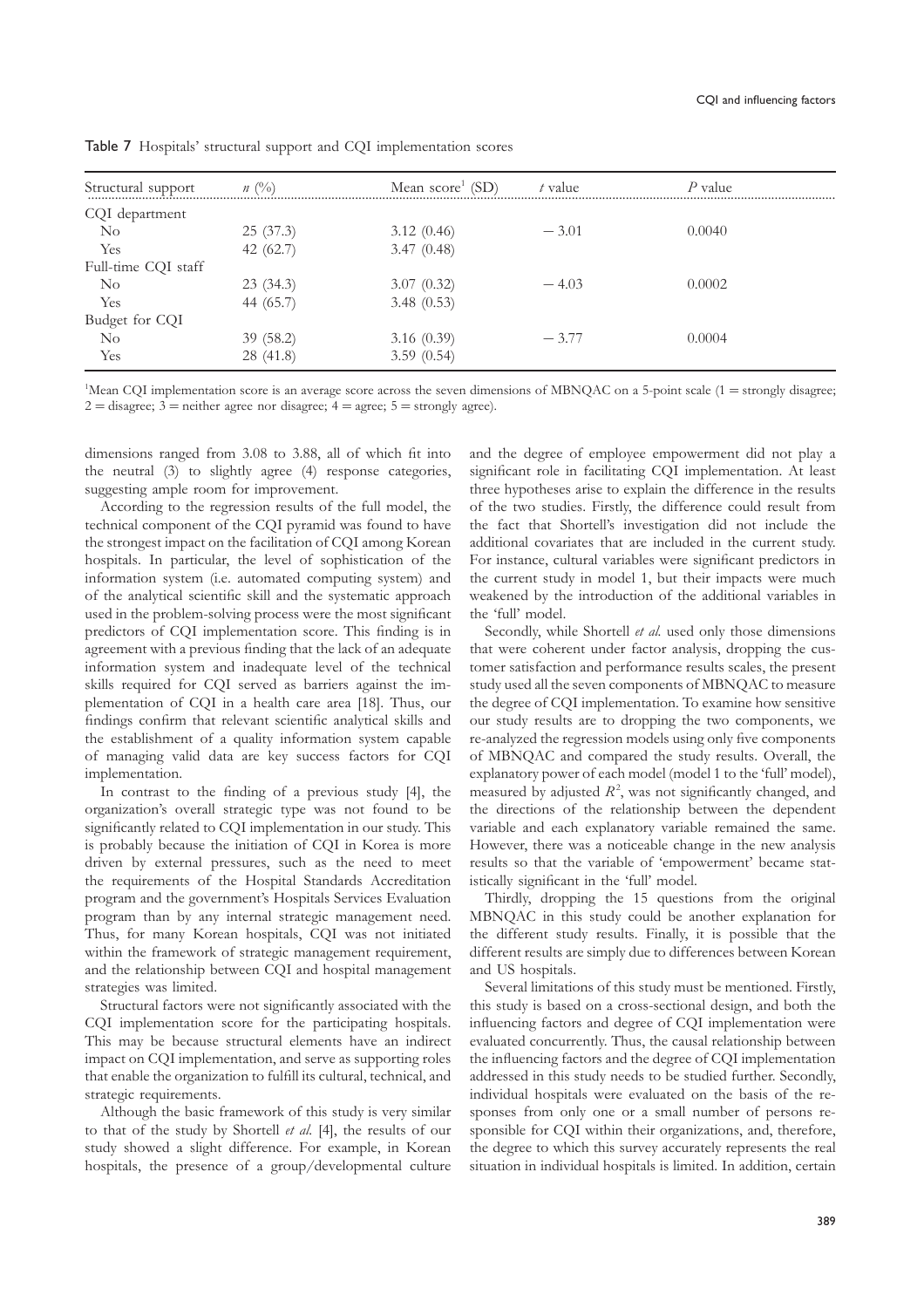Table 7 Hospitals' structural support and CQI implementation scores

| Structural support | *n* (%) | Mean score[1] (SD) | *t* value | *P* value |
|---|---|---|---|---|
| CQI department | | | | |
| No | 25 (37.3) | 3.12 (0.46) | −3.01 | 0.0040 |
| Yes | 42 (62.7) | 3.47 (0.48) | | |
| Full-time CQI staff | | | | |
| No | 23 (34.3) | 3.07 (0.32) | −4.03 | 0.0002 |
| Yes | 44 (65.7) | 3.48 (0.53) | | |
| Budget for CQI | | | | |
| No | 39 (58.2) | 3.16 (0.39) | −3.77 | 0.0004 |
| Yes | 28 (41.8) | 3.59 (0.54) | | |

[1]Mean CQI implementation score is an average score across the seven dimensions of MBNQAC on a 5-point scale (1 = strongly disagree; 2 = disagree; 3 = neither agree nor disagree; 4 = agree; 5 = strongly agree).

dimensions ranged from 3.08 to 3.88, all of which fit into the neutral (3) to slightly agree (4) response categories, suggesting ample room for improvement.

According to the regression results of the full model, the technical component of the CQI pyramid was found to have the strongest impact on the facilitation of CQI among Korean hospitals. In particular, the level of sophistication of the information system (i.e. automated computing system) and of the analytical scientific skill and the systematic approach used in the problem-solving process were the most significant predictors of CQI implementation score. This finding is in agreement with a previous finding that the lack of an adequate information system and inadequate level of the technical skills required for CQI served as barriers against the implementation of CQI in a health care area [18]. Thus, our findings confirm that relevant scientific analytical skills and the establishment of a quality information system capable of managing valid data are key success factors for CQI implementation.

In contrast to the finding of a previous study [4], the organization's overall strategic type was not found to be significantly related to CQI implementation in our study. This is probably because the initiation of CQI in Korea is more driven by external pressures, such as the need to meet the requirements of the Hospital Standards Accreditation program and the government's Hospitals Services Evaluation program than by any internal strategic management need. Thus, for many Korean hospitals, CQI was not initiated within the framework of strategic management requirement, and the relationship between CQI and hospital management strategies was limited.

Structural factors were not significantly associated with the CQI implementation score for the participating hospitals. This may be because structural elements have an indirect impact on CQI implementation, and serve as supporting roles that enable the organization to fulfill its cultural, technical, and strategic requirements.

Although the basic framework of this study is very similar to that of the study by Shortell *et al.* [4], the results of our study showed a slight difference. For example, in Korean hospitals, the presence of a group/developmental culture and the degree of employee empowerment did not play a significant role in facilitating CQI implementation. At least three hypotheses arise to explain the difference in the results of the two studies. Firstly, the difference could result from the fact that Shortell's investigation did not include the additional covariates that are included in the current study. For instance, cultural variables were significant predictors in the current study in model 1, but their impacts were much weakened by the introduction of the additional variables in the 'full' model.

Secondly, while Shortell *et al.* used only those dimensions that were coherent under factor analysis, dropping the customer satisfaction and performance results scales, the present study used all the seven components of MBNQAC to measure the degree of CQI implementation. To examine how sensitive our study results are to dropping the two components, we re-analyzed the regression models using only five components of MBNQAC and compared the study results. Overall, the explanatory power of each model (model 1 to the 'full' model), measured by adjusted $R^2$, was not significantly changed, and the directions of the relationship between the dependent variable and each explanatory variable remained the same. However, there was a noticeable change in the new analysis results so that the variable of 'empowerment' became statistically significant in the 'full' model.

Thirdly, dropping the 15 questions from the original MBNQAC in this study could be another explanation for the different study results. Finally, it is possible that the different results are simply due to differences between Korean and US hospitals.

Several limitations of this study must be mentioned. Firstly, this study is based on a cross-sectional design, and both the influencing factors and degree of CQI implementation were evaluated concurrently. Thus, the causal relationship between the influencing factors and the degree of CQI implementation addressed in this study needs to be studied further. Secondly, individual hospitals were evaluated on the basis of the responses from only one or a small number of persons responsible for CQI within their organizations, and, therefore, the degree to which this survey accurately represents the real situation in individual hospitals is limited. In addition, certain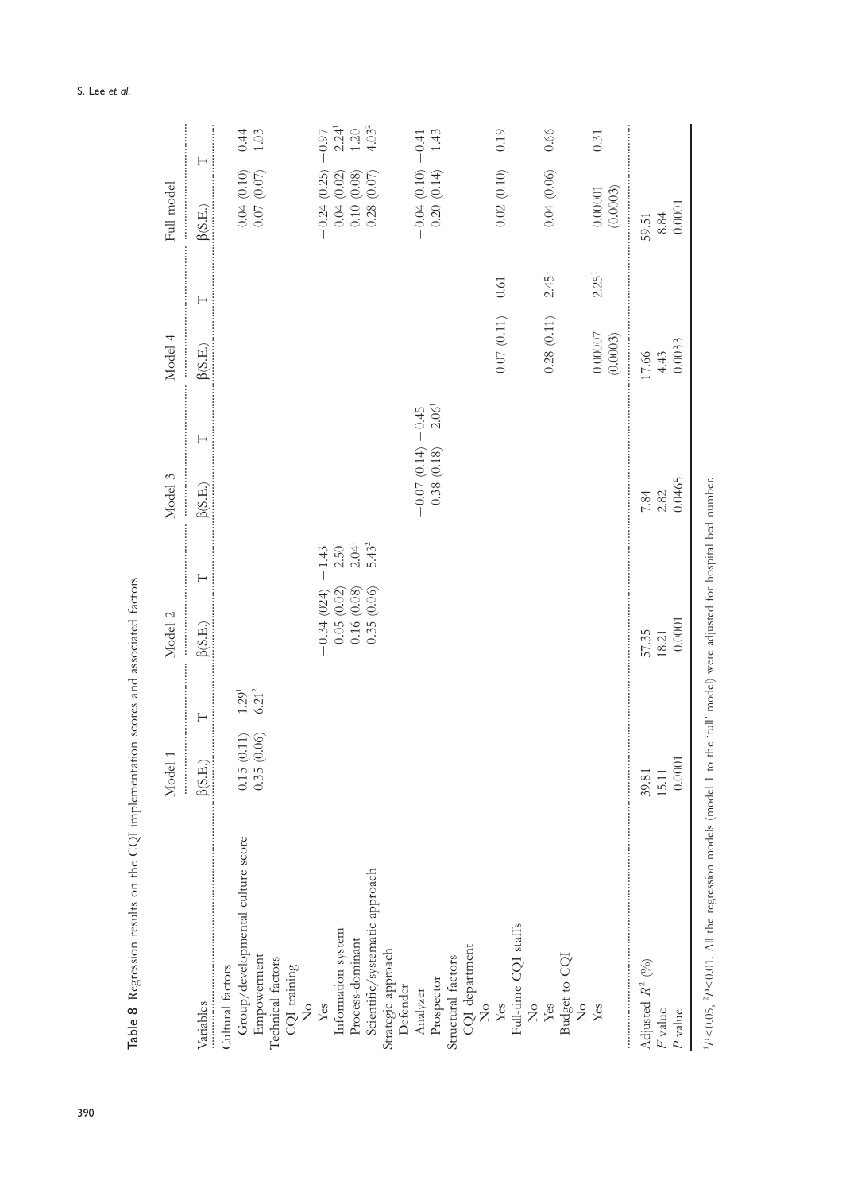**Table 8** Regression results on the CQI implementation scores and associated factors

| Variables | Model 1 | | Model 2 | | Model 3 | | Model 4 | | Full model | |
|---|---|---|---|---|---|---|---|---|---|---|
| | β(S.E.) | T | β(S.E.) | T | β(S.E.) | T | β(S.E.) | T | β(S.E.) | T |
| Cultural factors | | | | | | | | | | |
| Group/developmental culture score | 0.15 (0.11) | 1.29[1] | | | | | | | 0.04 (0.10) | 0.44 |
| Empowerment | 0.35 (0.06) | 6.21[2] | | | | | | | 0.07 (0.07) | 1.03 |
| Technical factors | | | | | | | | | | |
| CQI training | | | | | | | | | | |
| No | | | | | | | | | | |
| Yes | | | −0.34 (024) | −1.43 | | | | | −0.24 (0.25) | −0.97 |
| Information system | | | 0.05 (0.02) | 2.50[1] | | | | | 0.04 (0.02) | 2.24[1] |
| Process-dominant | | | 0.16 (0.08) | 2.04[1] | | | | | 0.10 (0.08) | 1.20 |
| Scientific/systematic approach | | | 0.35 (0.06) | 5.43[2] | | | | | 0.28 (0.07) | 4.03[2] |
| Strategic approach | | | | | | | | | | |
| Defender | | | | | | | | | | |
| Analyzer | | | | | −0.07 (0.14) | −0.45 | | | −0.04 (0.10) | −0.41 |
| Prospector | | | | | 0.38 (0.18) | 2.06[1] | | | 0.20 (0.14) | 1.43 |
| Structural factors | | | | | | | | | | |
| CQI department | | | | | | | | | | |
| No | | | | | | | | | | |
| Yes | | | | | | | 0.07 (0.11) | 0.61 | 0.02 (0.10) | 0.19 |
| Full-time CQI staffs | | | | | | | | | | |
| No | | | | | | | | | | |
| Yes | | | | | | | 0.28 (0.11) | 2.45[1] | 0.04 (0.06) | 0.66 |
| Budget to CQI | | | | | | | | | | |
| No | | | | | | | | | | |
| Yes | | | | | | | 0.00007 (0.0003) | 2.25[1] | 0.00001 (0.0003) | 0.31 |
| Adjusted $R^2$ (%) | 39.81 | | 57.35 | | 7.84 | | 17.66 | | 59.51 | |
| $F$ value | 15.11 | | 18.21 | | 2.82 | | 4.43 | | 8.84 | |
| $P$ value | 0.0001 | | 0.0001 | | 0.0465 | | 0.0033 | | 0.0001 | |

[1]$P<0.05$, [2]$P<0.01$. All the regression models (model 1 to the 'full' model) were adjusted for hospital bed number.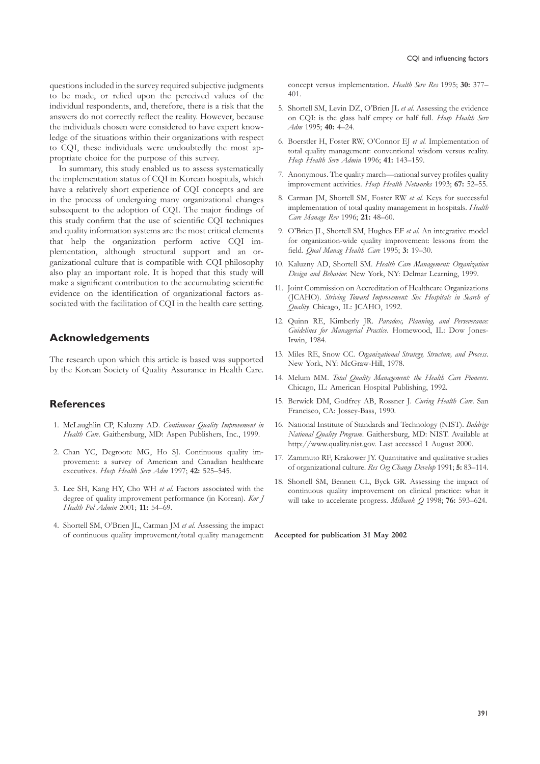questions included in the survey required subjective judgments to be made, or relied upon the perceived values of the individual respondents, and, therefore, there is a risk that the answers do not correctly reflect the reality. However, because the individuals chosen were considered to have expert knowledge of the situations within their organizations with respect to CQI, these individuals were undoubtedly the most appropriate choice for the purpose of this survey.

In summary, this study enabled us to assess systematically the implementation status of CQI in Korean hospitals, which have a relatively short experience of CQI concepts and are in the process of undergoing many organizational changes subsequent to the adoption of CQI. The major findings of this study confirm that the use of scientific CQI techniques and quality information systems are the most critical elements that help the organization perform active CQI implementation, although structural support and an organizational culture that is compatible with CQI philosophy also play an important role. It is hoped that this study will make a significant contribution to the accumulating scientific evidence on the identification of organizational factors associated with the facilitation of CQI in the health care setting.

## Acknowledgements

The research upon which this article is based was supported by the Korean Society of Quality Assurance in Health Care.

## References

1. McLaughlin CP, Kaluzny AD. *Continuous Quality Improvement in Health Care*. Gaithersburg, MD: Aspen Publishers, Inc., 1999.
2. Chan YC, Degroote MG, Ho SJ. Continuous quality improvement: a survey of American and Canadian healthcare executives. *Hosp Health Serv Adm* 1997; **42:** 525–545.
3. Lee SH, Kang HY, Cho WH *et al.* Factors associated with the degree of quality improvement performance (in Korean). *Kor J Health Pol Admin* 2001; **11:** 54–69.
4. Shortell SM, O'Brien JL, Carman JM *et al.* Assessing the impact of continuous quality improvement/total quality management: concept versus implementation. *Health Serv Res* 1995; **30:** 377–401.
5. Shortell SM, Levin DZ, O'Brien JL *et al.* Assessing the evidence on CQI: is the glass half empty or half full. *Hosp Health Serv Adm* 1995; **40:** 4–24.
6. Boerstler H, Foster RW, O'Connor EJ *et al.* Implementation of total quality management: conventional wisdom versus reality. *Hosp Health Serv Admin* 1996; **41:** 143–159.
7. Anonymous. The quality march—national survey profiles quality improvement activities. *Hosp Health Networks* 1993; **67:** 52–55.
8. Carman JM, Shortell SM, Foster RW *et al.* Keys for successful implementation of total quality management in hospitals. *Health Care Manage Rev* 1996; **21:** 48–60.
9. O'Brien JL, Shortell SM, Hughes EF *et al.* An integrative model for organization-wide quality improvement: lessons from the field. *Qual Manag Health Care* 1995; **3:** 19–30.
10. Kaluzny AD, Shortell SM. *Health Care Management: Organization Design and Behavior.* New York, NY: Delmar Learning, 1999.
11. Joint Commission on Accreditation of Healthcare Organizations (JCAHO). *Striving Toward Improvement: Six Hospitals in Search of Quality.* Chicago, IL: JCAHO, 1992.
12. Quinn RE, Kimberly JR. *Paradox, Planning, and Perseverance: Guidelines for Managerial Practice*. Homewood, IL: Dow Jones-Irwin, 1984.
13. Miles RE, Snow CC. *Organizational Strategy, Structure, and Process*. New York, NY: McGraw-Hill, 1978.
14. Melum MM. *Total Quality Management: the Health Care Pioneers*. Chicago, IL: American Hospital Publishing, 1992.
15. Berwick DM, Godfrey AB, Rossner J. *Curing Health Care*. San Francisco, CA: Jossey-Bass, 1990.
16. National Institute of Standards and Technology (NIST). *Baldrige National Quality Program*. Gaithersburg, MD: NIST. Available at http://www.quality.nist.gov. Last accessed 1 August 2000.
17. Zammuto RF, Krakower JY. Quantitative and qualitative studies of organizational culture. *Res Org Change Develop* 1991; **5:** 83–114.
18. Shortell SM, Bennett CL, Byck GR. Assessing the impact of continuous quality improvement on clinical practice: what it will take to accelerate progress. *Milbank Q* 1998; **76:** 593–624.

**Accepted for publication 31 May 2002**